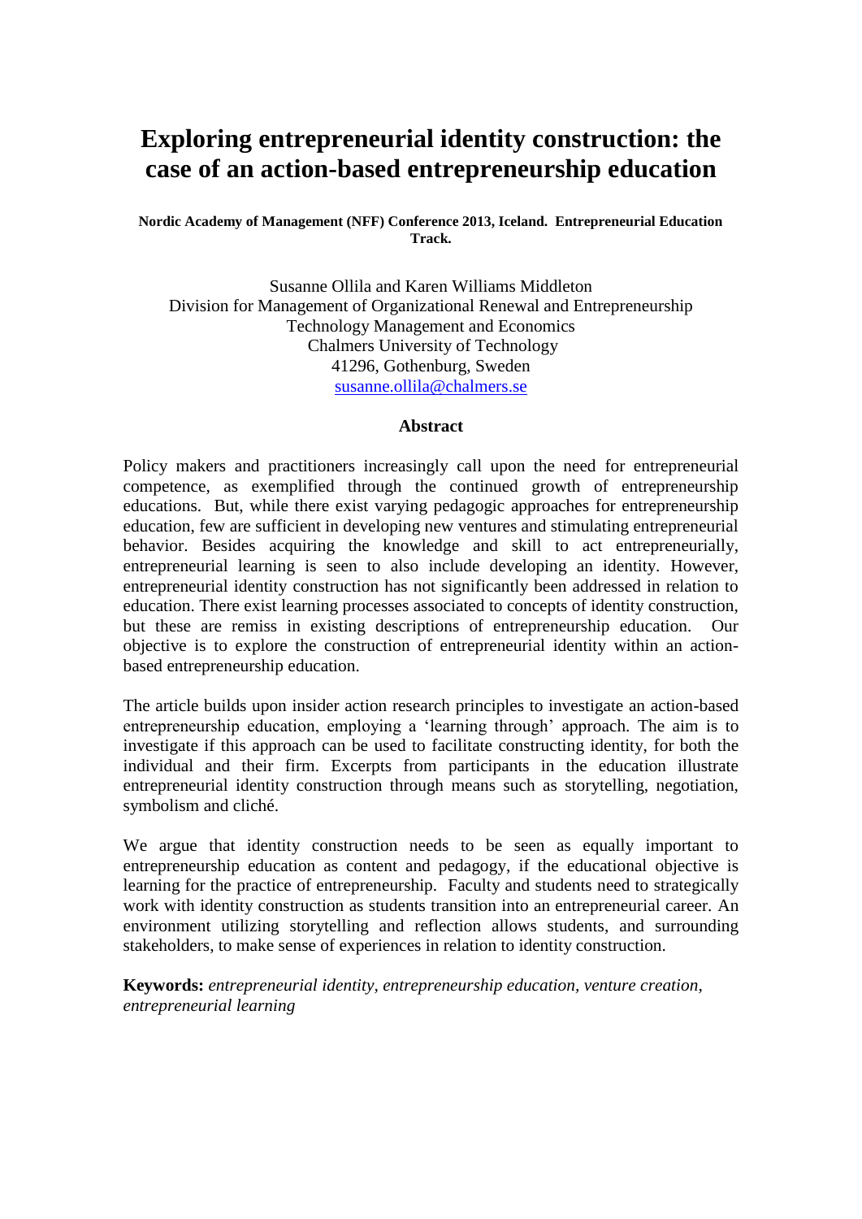# Exploring entrepreneurial identity construction: the case of an action-based entrepreneurship education

**Nordic Academy of Management (NFF) Conference 2013, Iceland. Entrepreneurial Education Track.**

Susanne Ollila and Karen Williams Middleton
Division for Management of Organizational Renewal and Entrepreneurship
Technology Management and Economics
Chalmers University of Technology
41296, Gothenburg, Sweden
susanne.ollila@chalmers.se

## Abstract

Policy makers and practitioners increasingly call upon the need for entrepreneurial competence, as exemplified through the continued growth of entrepreneurship educations. But, while there exist varying pedagogic approaches for entrepreneurship education, few are sufficient in developing new ventures and stimulating entrepreneurial behavior. Besides acquiring the knowledge and skill to act entrepreneurially, entrepreneurial learning is seen to also include developing an identity. However, entrepreneurial identity construction has not significantly been addressed in relation to education. There exist learning processes associated to concepts of identity construction, but these are remiss in existing descriptions of entrepreneurship education. Our objective is to explore the construction of entrepreneurial identity within an action-based entrepreneurship education.

The article builds upon insider action research principles to investigate an action-based entrepreneurship education, employing a 'learning through' approach. The aim is to investigate if this approach can be used to facilitate constructing identity, for both the individual and their firm. Excerpts from participants in the education illustrate entrepreneurial identity construction through means such as storytelling, negotiation, symbolism and cliché.

We argue that identity construction needs to be seen as equally important to entrepreneurship education as content and pedagogy, if the educational objective is learning for the practice of entrepreneurship. Faculty and students need to strategically work with identity construction as students transition into an entrepreneurial career. An environment utilizing storytelling and reflection allows students, and surrounding stakeholders, to make sense of experiences in relation to identity construction.

**Keywords:** *entrepreneurial identity, entrepreneurship education, venture creation, entrepreneurial learning*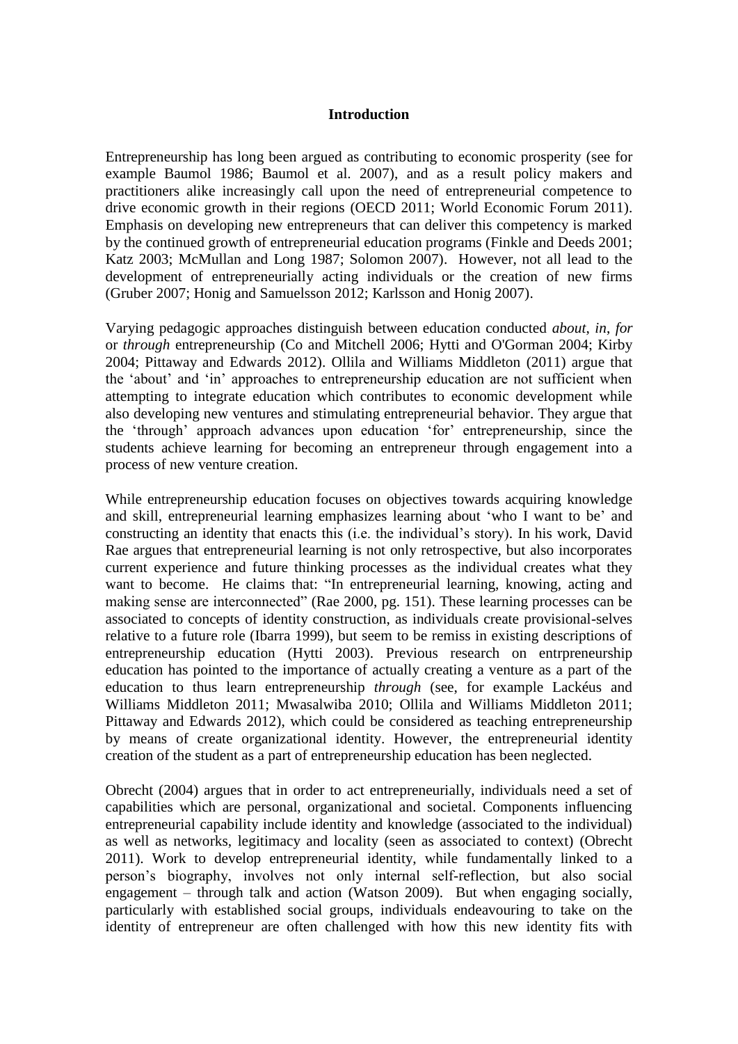## Introduction

Entrepreneurship has long been argued as contributing to economic prosperity (see for example Baumol 1986; Baumol et al. 2007), and as a result policy makers and practitioners alike increasingly call upon the need of entrepreneurial competence to drive economic growth in their regions (OECD 2011; World Economic Forum 2011). Emphasis on developing new entrepreneurs that can deliver this competency is marked by the continued growth of entrepreneurial education programs (Finkle and Deeds 2001; Katz 2003; McMullan and Long 1987; Solomon 2007). However, not all lead to the development of entrepreneurially acting individuals or the creation of new firms (Gruber 2007; Honig and Samuelsson 2012; Karlsson and Honig 2007).

Varying pedagogic approaches distinguish between education conducted *about*, *in*, *for* or *through* entrepreneurship (Co and Mitchell 2006; Hytti and O'Gorman 2004; Kirby 2004; Pittaway and Edwards 2012). Ollila and Williams Middleton (2011) argue that the 'about' and 'in' approaches to entrepreneurship education are not sufficient when attempting to integrate education which contributes to economic development while also developing new ventures and stimulating entrepreneurial behavior. They argue that the 'through' approach advances upon education 'for' entrepreneurship, since the students achieve learning for becoming an entrepreneur through engagement into a process of new venture creation.

While entrepreneurship education focuses on objectives towards acquiring knowledge and skill, entrepreneurial learning emphasizes learning about 'who I want to be' and constructing an identity that enacts this (i.e. the individual's story). In his work, David Rae argues that entrepreneurial learning is not only retrospective, but also incorporates current experience and future thinking processes as the individual creates what they want to become. He claims that: "In entrepreneurial learning, knowing, acting and making sense are interconnected" (Rae 2000, pg. 151). These learning processes can be associated to concepts of identity construction, as individuals create provisional-selves relative to a future role (Ibarra 1999), but seem to be remiss in existing descriptions of entrepreneurship education (Hytti 2003). Previous research on entrpreneurship education has pointed to the importance of actually creating a venture as a part of the education to thus learn entrepreneurship *through* (see, for example Lackéus and Williams Middleton 2011; Mwasalwiba 2010; Ollila and Williams Middleton 2011; Pittaway and Edwards 2012), which could be considered as teaching entrepreneurship by means of create organizational identity. However, the entrepreneurial identity creation of the student as a part of entrepreneurship education has been neglected.

Obrecht (2004) argues that in order to act entrepreneurially, individuals need a set of capabilities which are personal, organizational and societal. Components influencing entrepreneurial capability include identity and knowledge (associated to the individual) as well as networks, legitimacy and locality (seen as associated to context) (Obrecht 2011). Work to develop entrepreneurial identity, while fundamentally linked to a person's biography, involves not only internal self-reflection, but also social engagement – through talk and action (Watson 2009). But when engaging socially, particularly with established social groups, individuals endeavouring to take on the identity of entrepreneur are often challenged with how this new identity fits with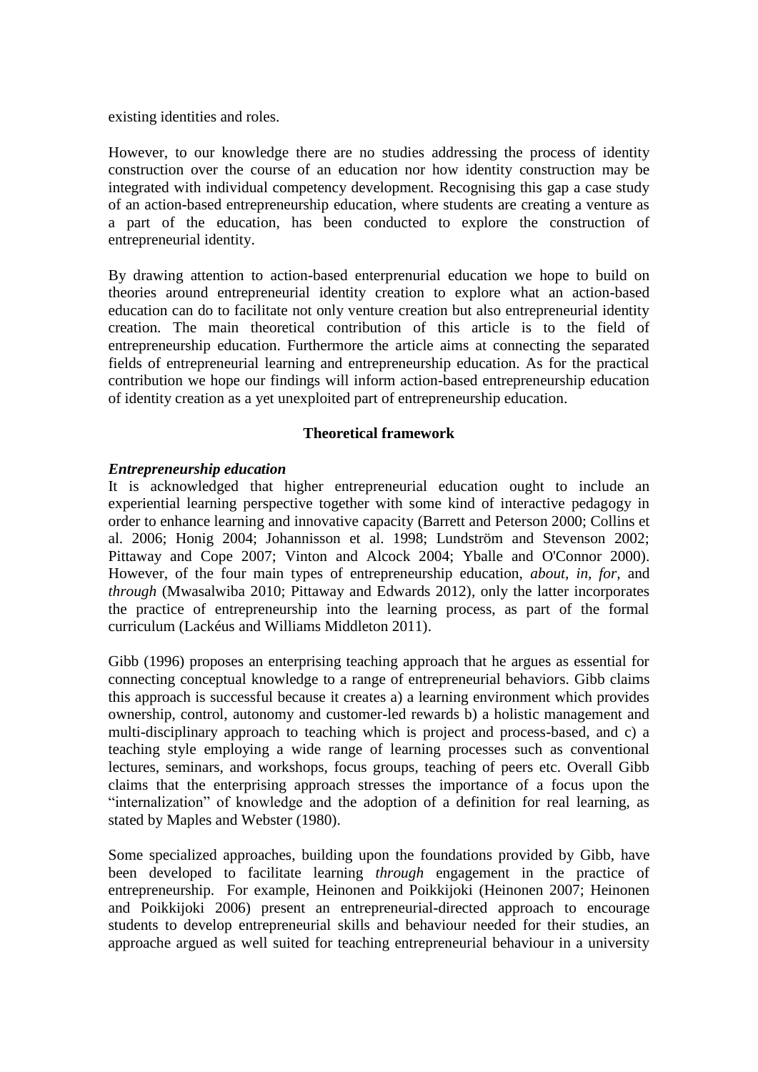existing identities and roles.

However, to our knowledge there are no studies addressing the process of identity construction over the course of an education nor how identity construction may be integrated with individual competency development. Recognising this gap a case study of an action-based entrepreneurship education, where students are creating a venture as a part of the education, has been conducted to explore the construction of entrepreneurial identity.

By drawing attention to action-based enterprenurial education we hope to build on theories around entrepreneurial identity creation to explore what an action-based education can do to facilitate not only venture creation but also entrepreneurial identity creation. The main theoretical contribution of this article is to the field of entrepreneurship education. Furthermore the article aims at connecting the separated fields of entrepreneurial learning and entrepreneurship education. As for the practical contribution we hope our findings will inform action-based entrepreneurship education of identity creation as a yet unexploited part of entrepreneurship education.

## Theoretical framework

### *Entrepreneurship education*

It is acknowledged that higher entrepreneurial education ought to include an experiential learning perspective together with some kind of interactive pedagogy in order to enhance learning and innovative capacity (Barrett and Peterson 2000; Collins et al. 2006; Honig 2004; Johannisson et al. 1998; Lundström and Stevenson 2002; Pittaway and Cope 2007; Vinton and Alcock 2004; Yballe and O'Connor 2000). However, of the four main types of entrepreneurship education, *about*, *in*, *for*, and *through* (Mwasalwiba 2010; Pittaway and Edwards 2012), only the latter incorporates the practice of entrepreneurship into the learning process, as part of the formal curriculum (Lackéus and Williams Middleton 2011).

Gibb (1996) proposes an enterprising teaching approach that he argues as essential for connecting conceptual knowledge to a range of entrepreneurial behaviors. Gibb claims this approach is successful because it creates a) a learning environment which provides ownership, control, autonomy and customer-led rewards b) a holistic management and multi-disciplinary approach to teaching which is project and process-based, and c) a teaching style employing a wide range of learning processes such as conventional lectures, seminars, and workshops, focus groups, teaching of peers etc. Overall Gibb claims that the enterprising approach stresses the importance of a focus upon the "internalization" of knowledge and the adoption of a definition for real learning, as stated by Maples and Webster (1980).

Some specialized approaches, building upon the foundations provided by Gibb, have been developed to facilitate learning *through* engagement in the practice of entrepreneurship. For example, Heinonen and Poikkijoki (Heinonen 2007; Heinonen and Poikkijoki 2006) present an entrepreneurial-directed approach to encourage students to develop entrepreneurial skills and behaviour needed for their studies, an approache argued as well suited for teaching entrepreneurial behaviour in a university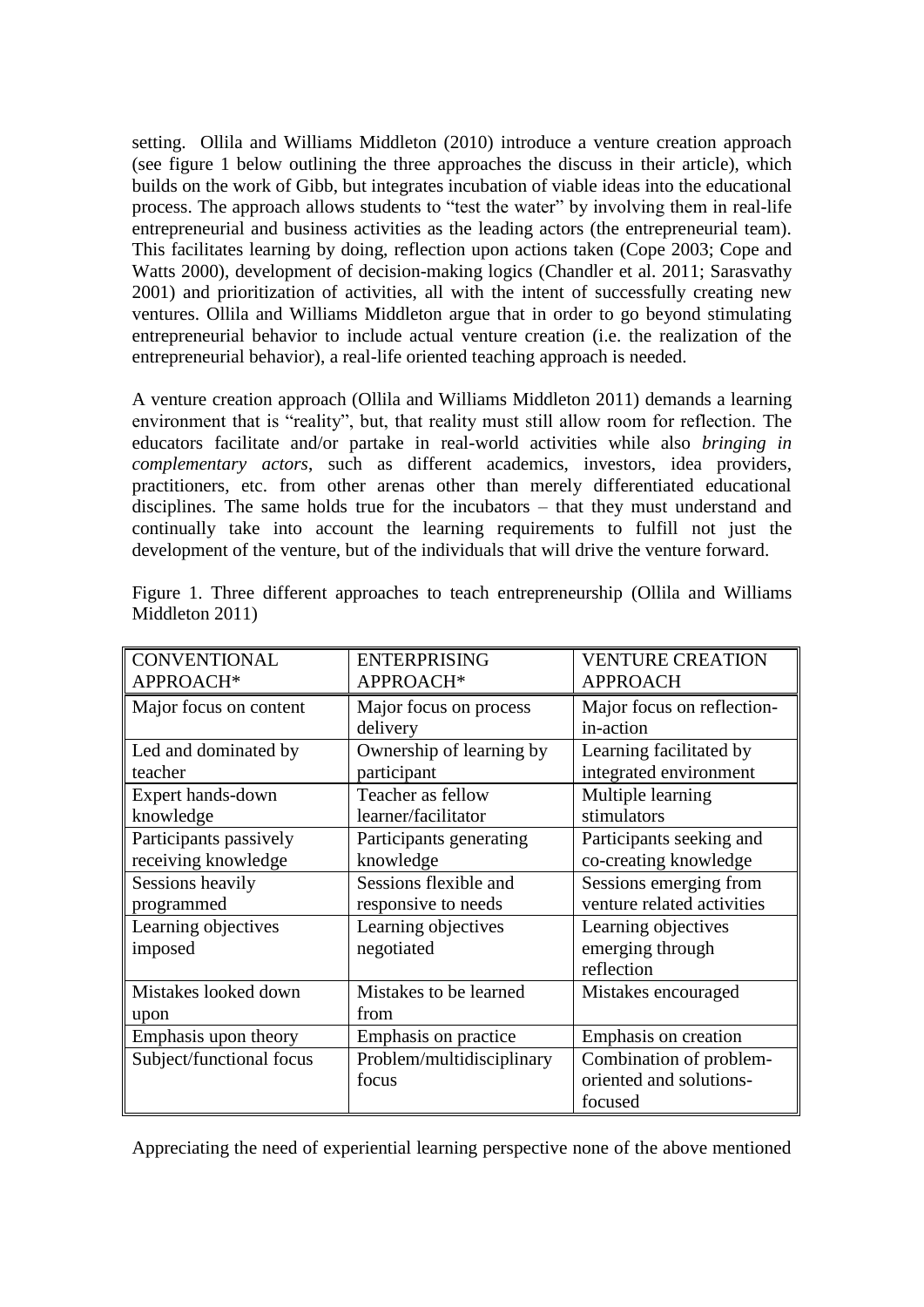setting. Ollila and Williams Middleton (2010) introduce a venture creation approach (see figure 1 below outlining the three approaches the discuss in their article), which builds on the work of Gibb, but integrates incubation of viable ideas into the educational process. The approach allows students to "test the water" by involving them in real-life entrepreneurial and business activities as the leading actors (the entrepreneurial team). This facilitates learning by doing, reflection upon actions taken (Cope 2003; Cope and Watts 2000), development of decision-making logics (Chandler et al. 2011; Sarasvathy 2001) and prioritization of activities, all with the intent of successfully creating new ventures. Ollila and Williams Middleton argue that in order to go beyond stimulating entrepreneurial behavior to include actual venture creation (i.e. the realization of the entrepreneurial behavior), a real-life oriented teaching approach is needed.

A venture creation approach (Ollila and Williams Middleton 2011) demands a learning environment that is "reality", but, that reality must still allow room for reflection. The educators facilitate and/or partake in real-world activities while also *bringing in complementary actors*, such as different academics, investors, idea providers, practitioners, etc. from other arenas other than merely differentiated educational disciplines. The same holds true for the incubators – that they must understand and continually take into account the learning requirements to fulfill not just the development of the venture, but of the individuals that will drive the venture forward.

Figure 1. Three different approaches to teach entrepreneurship (Ollila and Williams Middleton 2011)

| CONVENTIONAL APPROACH* | ENTERPRISING APPROACH* | VENTURE CREATION APPROACH |
|---|---|---|
| Major focus on content | Major focus on process delivery | Major focus on reflection-in-action |
| Led and dominated by teacher | Ownership of learning by participant | Learning facilitated by integrated environment |
| Expert hands-down knowledge | Teacher as fellow learner/facilitator | Multiple learning stimulators |
| Participants passively receiving knowledge | Participants generating knowledge | Participants seeking and co-creating knowledge |
| Sessions heavily programmed | Sessions flexible and responsive to needs | Sessions emerging from venture related activities |
| Learning objectives imposed | Learning objectives negotiated | Learning objectives emerging through reflection |
| Mistakes looked down upon | Mistakes to be learned from | Mistakes encouraged |
| Emphasis upon theory | Emphasis on practice | Emphasis on creation |
| Subject/functional focus | Problem/multidisciplinary focus | Combination of problem-oriented and solutions-focused |

Appreciating the need of experiential learning perspective none of the above mentioned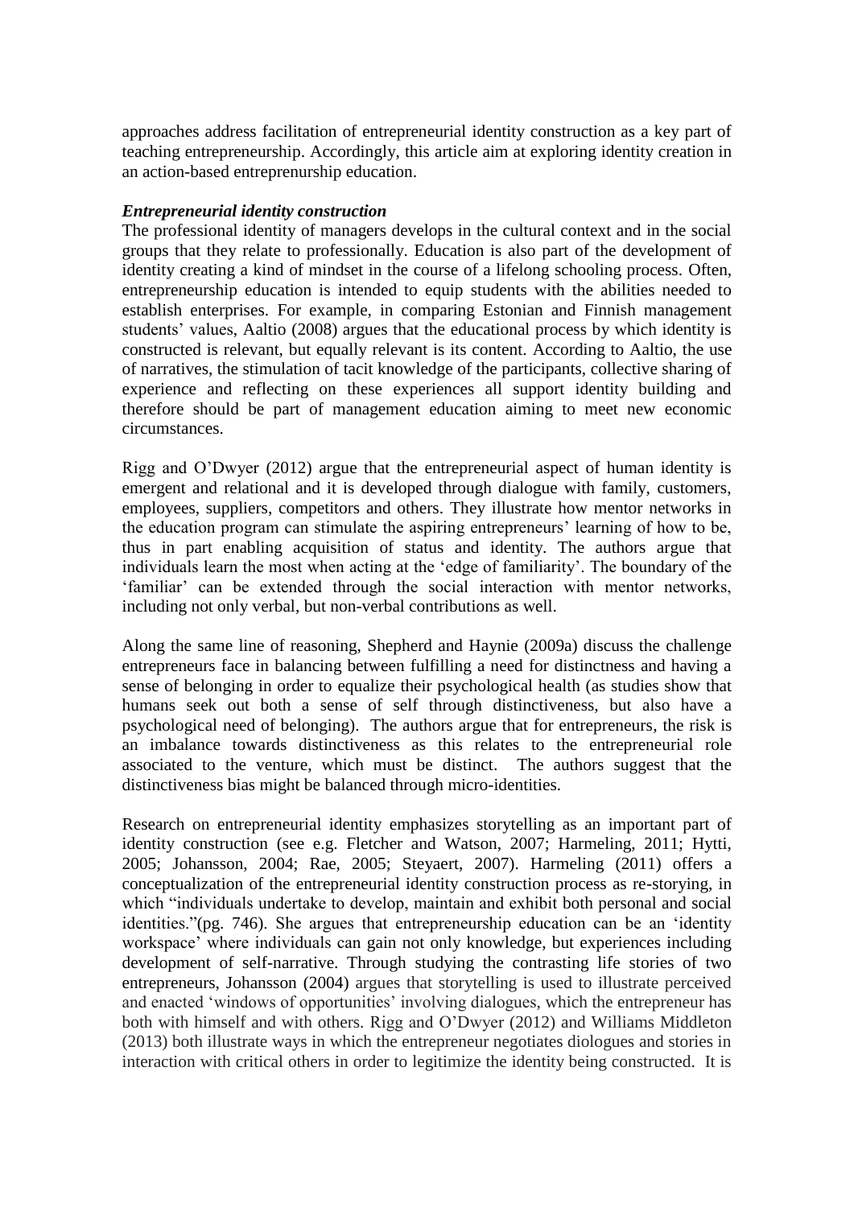approaches address facilitation of entrepreneurial identity construction as a key part of teaching entrepreneurship. Accordingly, this article aim at exploring identity creation in an action-based entreprenurship education.

### *Entrepreneurial identity construction*

The professional identity of managers develops in the cultural context and in the social groups that they relate to professionally. Education is also part of the development of identity creating a kind of mindset in the course of a lifelong schooling process. Often, entrepreneurship education is intended to equip students with the abilities needed to establish enterprises. For example, in comparing Estonian and Finnish management students' values, Aaltio (2008) argues that the educational process by which identity is constructed is relevant, but equally relevant is its content. According to Aaltio, the use of narratives, the stimulation of tacit knowledge of the participants, collective sharing of experience and reflecting on these experiences all support identity building and therefore should be part of management education aiming to meet new economic circumstances.

Rigg and O'Dwyer (2012) argue that the entrepreneurial aspect of human identity is emergent and relational and it is developed through dialogue with family, customers, employees, suppliers, competitors and others. They illustrate how mentor networks in the education program can stimulate the aspiring entrepreneurs' learning of how to be, thus in part enabling acquisition of status and identity. The authors argue that individuals learn the most when acting at the 'edge of familiarity'. The boundary of the 'familiar' can be extended through the social interaction with mentor networks, including not only verbal, but non-verbal contributions as well.

Along the same line of reasoning, Shepherd and Haynie (2009a) discuss the challenge entrepreneurs face in balancing between fulfilling a need for distinctness and having a sense of belonging in order to equalize their psychological health (as studies show that humans seek out both a sense of self through distinctiveness, but also have a psychological need of belonging). The authors argue that for entrepreneurs, the risk is an imbalance towards distinctiveness as this relates to the entrepreneurial role associated to the venture, which must be distinct. The authors suggest that the distinctiveness bias might be balanced through micro-identities.

Research on entrepreneurial identity emphasizes storytelling as an important part of identity construction (see e.g. Fletcher and Watson, 2007; Harmeling, 2011; Hytti, 2005; Johansson, 2004; Rae, 2005; Steyaert, 2007). Harmeling (2011) offers a conceptualization of the entrepreneurial identity construction process as re-storying, in which "individuals undertake to develop, maintain and exhibit both personal and social identities."(pg. 746). She argues that entrepreneurship education can be an 'identity workspace' where individuals can gain not only knowledge, but experiences including development of self-narrative. Through studying the contrasting life stories of two entrepreneurs, Johansson (2004) argues that storytelling is used to illustrate perceived and enacted 'windows of opportunities' involving dialogues, which the entrepreneur has both with himself and with others. Rigg and O'Dwyer (2012) and Williams Middleton (2013) both illustrate ways in which the entrepreneur negotiates diologues and stories in interaction with critical others in order to legitimize the identity being constructed. It is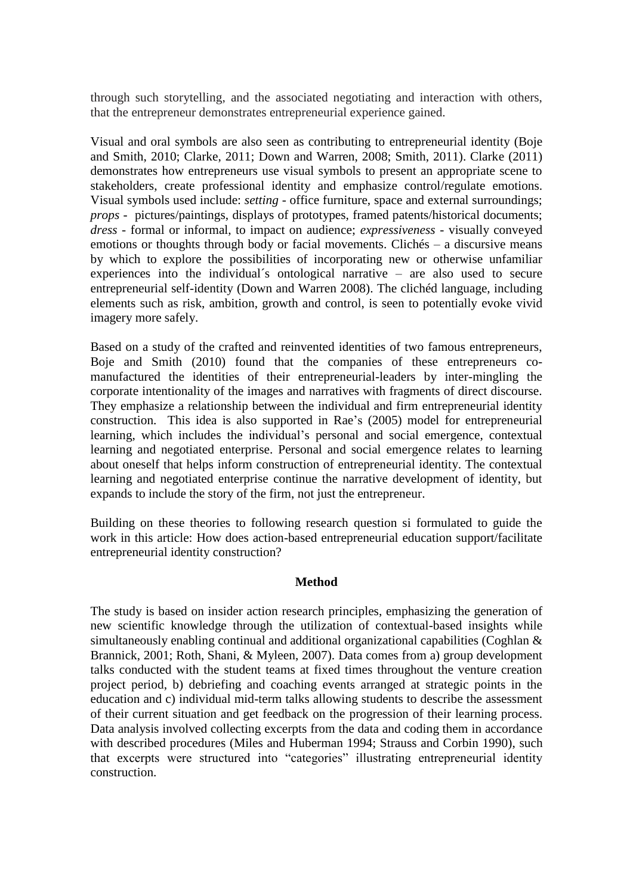through such storytelling, and the associated negotiating and interaction with others, that the entrepreneur demonstrates entrepreneurial experience gained.

Visual and oral symbols are also seen as contributing to entrepreneurial identity (Boje and Smith, 2010; Clarke, 2011; Down and Warren, 2008; Smith, 2011). Clarke (2011) demonstrates how entrepreneurs use visual symbols to present an appropriate scene to stakeholders, create professional identity and emphasize control/regulate emotions. Visual symbols used include: *setting* - office furniture, space and external surroundings; *props* - pictures/paintings, displays of prototypes, framed patents/historical documents; *dress* - formal or informal, to impact on audience; *expressiveness* - visually conveyed emotions or thoughts through body or facial movements. Clichés – a discursive means by which to explore the possibilities of incorporating new or otherwise unfamiliar experiences into the individual´s ontological narrative – are also used to secure entrepreneurial self-identity (Down and Warren 2008). The clichéd language, including elements such as risk, ambition, growth and control, is seen to potentially evoke vivid imagery more safely.

Based on a study of the crafted and reinvented identities of two famous entrepreneurs, Boje and Smith (2010) found that the companies of these entrepreneurs co-manufactured the identities of their entrepreneurial-leaders by inter-mingling the corporate intentionality of the images and narratives with fragments of direct discourse. They emphasize a relationship between the individual and firm entrepreneurial identity construction. This idea is also supported in Rae's (2005) model for entrepreneurial learning, which includes the individual's personal and social emergence, contextual learning and negotiated enterprise. Personal and social emergence relates to learning about oneself that helps inform construction of entrepreneurial identity. The contextual learning and negotiated enterprise continue the narrative development of identity, but expands to include the story of the firm, not just the entrepreneur.

Building on these theories to following research question si formulated to guide the work in this article: How does action-based entrepreneurial education support/facilitate entrepreneurial identity construction?

## Method

The study is based on insider action research principles, emphasizing the generation of new scientific knowledge through the utilization of contextual-based insights while simultaneously enabling continual and additional organizational capabilities (Coghlan & Brannick, 2001; Roth, Shani, & Myleen, 2007). Data comes from a) group development talks conducted with the student teams at fixed times throughout the venture creation project period, b) debriefing and coaching events arranged at strategic points in the education and c) individual mid-term talks allowing students to describe the assessment of their current situation and get feedback on the progression of their learning process. Data analysis involved collecting excerpts from the data and coding them in accordance with described procedures (Miles and Huberman 1994; Strauss and Corbin 1990), such that excerpts were structured into "categories" illustrating entrepreneurial identity construction.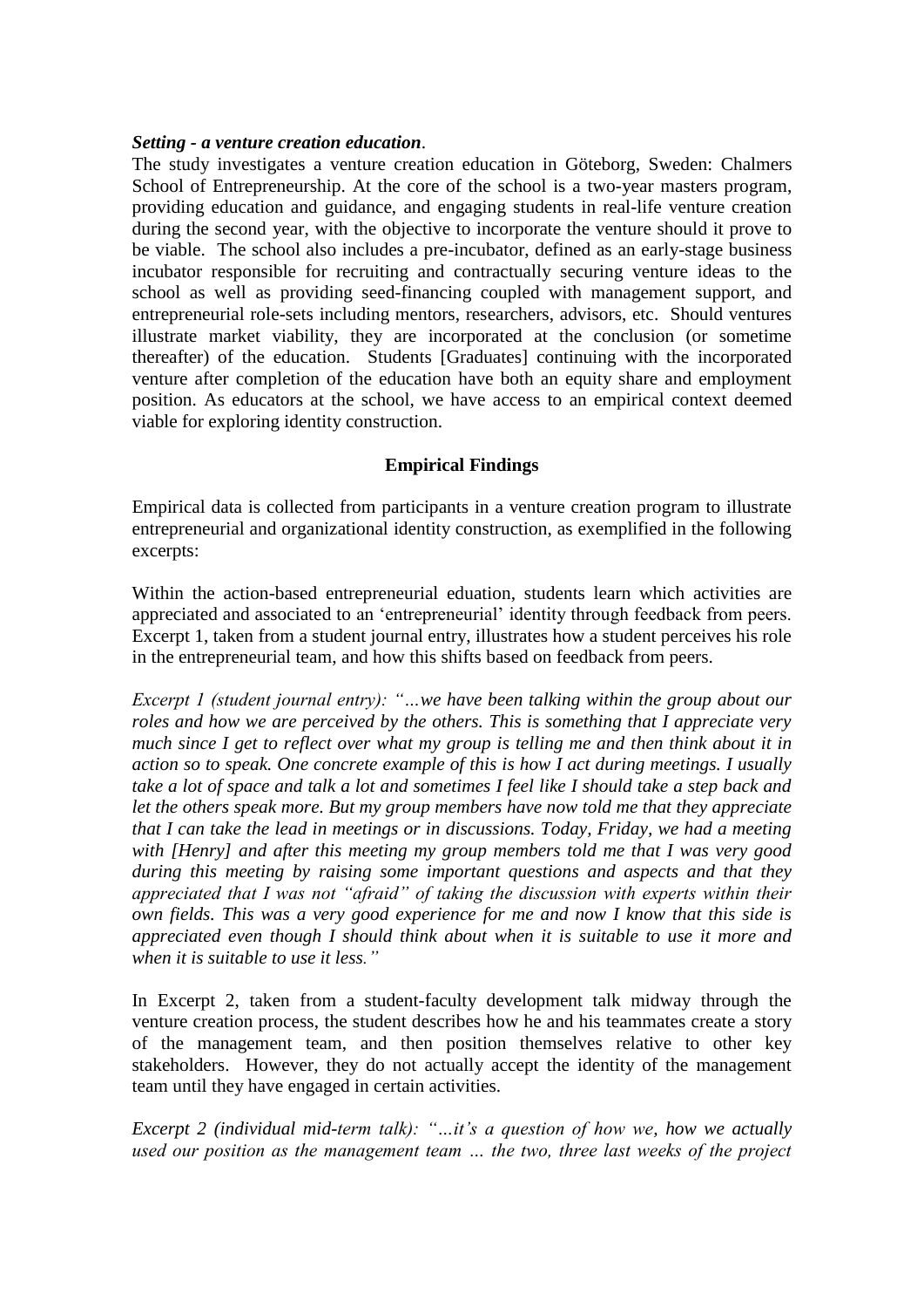***Setting - a venture creation education***.

The study investigates a venture creation education in Göteborg, Sweden: Chalmers School of Entrepreneurship. At the core of the school is a two-year masters program, providing education and guidance, and engaging students in real-life venture creation during the second year, with the objective to incorporate the venture should it prove to be viable. The school also includes a pre-incubator, defined as an early-stage business incubator responsible for recruiting and contractually securing venture ideas to the school as well as providing seed-financing coupled with management support, and entrepreneurial role-sets including mentors, researchers, advisors, etc. Should ventures illustrate market viability, they are incorporated at the conclusion (or sometime thereafter) of the education. Students [Graduates] continuing with the incorporated venture after completion of the education have both an equity share and employment position. As educators at the school, we have access to an empirical context deemed viable for exploring identity construction.

## Empirical Findings

Empirical data is collected from participants in a venture creation program to illustrate entrepreneurial and organizational identity construction, as exemplified in the following excerpts:

Within the action-based entrepreneurial eduation, students learn which activities are appreciated and associated to an 'entrepreneurial' identity through feedback from peers. Excerpt 1, taken from a student journal entry, illustrates how a student perceives his role in the entrepreneurial team, and how this shifts based on feedback from peers.

*Excerpt 1 (student journal entry): "…we have been talking within the group about our roles and how we are perceived by the others. This is something that I appreciate very much since I get to reflect over what my group is telling me and then think about it in action so to speak. One concrete example of this is how I act during meetings. I usually take a lot of space and talk a lot and sometimes I feel like I should take a step back and let the others speak more. But my group members have now told me that they appreciate that I can take the lead in meetings or in discussions. Today, Friday, we had a meeting with [Henry] and after this meeting my group members told me that I was very good during this meeting by raising some important questions and aspects and that they appreciated that I was not "afraid" of taking the discussion with experts within their own fields. This was a very good experience for me and now I know that this side is appreciated even though I should think about when it is suitable to use it more and when it is suitable to use it less."*

In Excerpt 2, taken from a student-faculty development talk midway through the venture creation process, the student describes how he and his teammates create a story of the management team, and then position themselves relative to other key stakeholders. However, they do not actually accept the identity of the management team until they have engaged in certain activities.

*Excerpt 2 (individual mid-term talk): "…it's a question of how we, how we actually used our position as the management team … the two, three last weeks of the project*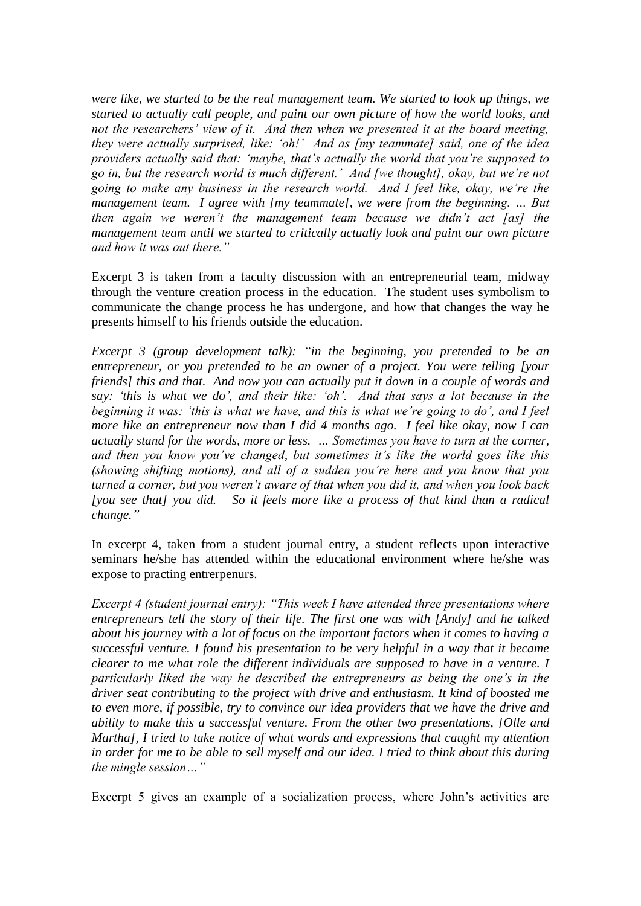*were like, we started to be the real management team. We started to look up things, we started to actually call people, and paint our own picture of how the world looks, and not the researchers' view of it. And then when we presented it at the board meeting, they were actually surprised, like: 'oh!' And as [my teammate] said, one of the idea providers actually said that: 'maybe, that's actually the world that you're supposed to go in, but the research world is much different.' And [we thought], okay, but we're not going to make any business in the research world. And I feel like, okay, we're the management team. I agree with [my teammate], we were from the beginning. … But then again we weren't the management team because we didn't act [as] the management team until we started to critically actually look and paint our own picture and how it was out there."*

Excerpt 3 is taken from a faculty discussion with an entrepreneurial team, midway through the venture creation process in the education. The student uses symbolism to communicate the change process he has undergone, and how that changes the way he presents himself to his friends outside the education.

*Excerpt 3 (group development talk): "in the beginning, you pretended to be an entrepreneur, or you pretended to be an owner of a project. You were telling [your friends] this and that. And now you can actually put it down in a couple of words and say: 'this is what we do', and their like: 'oh'. And that says a lot because in the beginning it was: 'this is what we have, and this is what we're going to do', and I feel more like an entrepreneur now than I did 4 months ago. I feel like okay, now I can actually stand for the words, more or less. … Sometimes you have to turn at the corner, and then you know you've changed, but sometimes it's like the world goes like this (showing shifting motions), and all of a sudden you're here and you know that you turned a corner, but you weren't aware of that when you did it, and when you look back [you see that] you did. So it feels more like a process of that kind than a radical change."*

In excerpt 4, taken from a student journal entry, a student reflects upon interactive seminars he/she has attended within the educational environment where he/she was expose to practing entrerpenurs.

*Excerpt 4 (student journal entry): "This week I have attended three presentations where entrepreneurs tell the story of their life. The first one was with [Andy] and he talked about his journey with a lot of focus on the important factors when it comes to having a successful venture. I found his presentation to be very helpful in a way that it became clearer to me what role the different individuals are supposed to have in a venture. I particularly liked the way he described the entrepreneurs as being the one's in the driver seat contributing to the project with drive and enthusiasm. It kind of boosted me to even more, if possible, try to convince our idea providers that we have the drive and ability to make this a successful venture. From the other two presentations, [Olle and Martha], I tried to take notice of what words and expressions that caught my attention in order for me to be able to sell myself and our idea. I tried to think about this during the mingle session…"*

Excerpt 5 gives an example of a socialization process, where John's activities are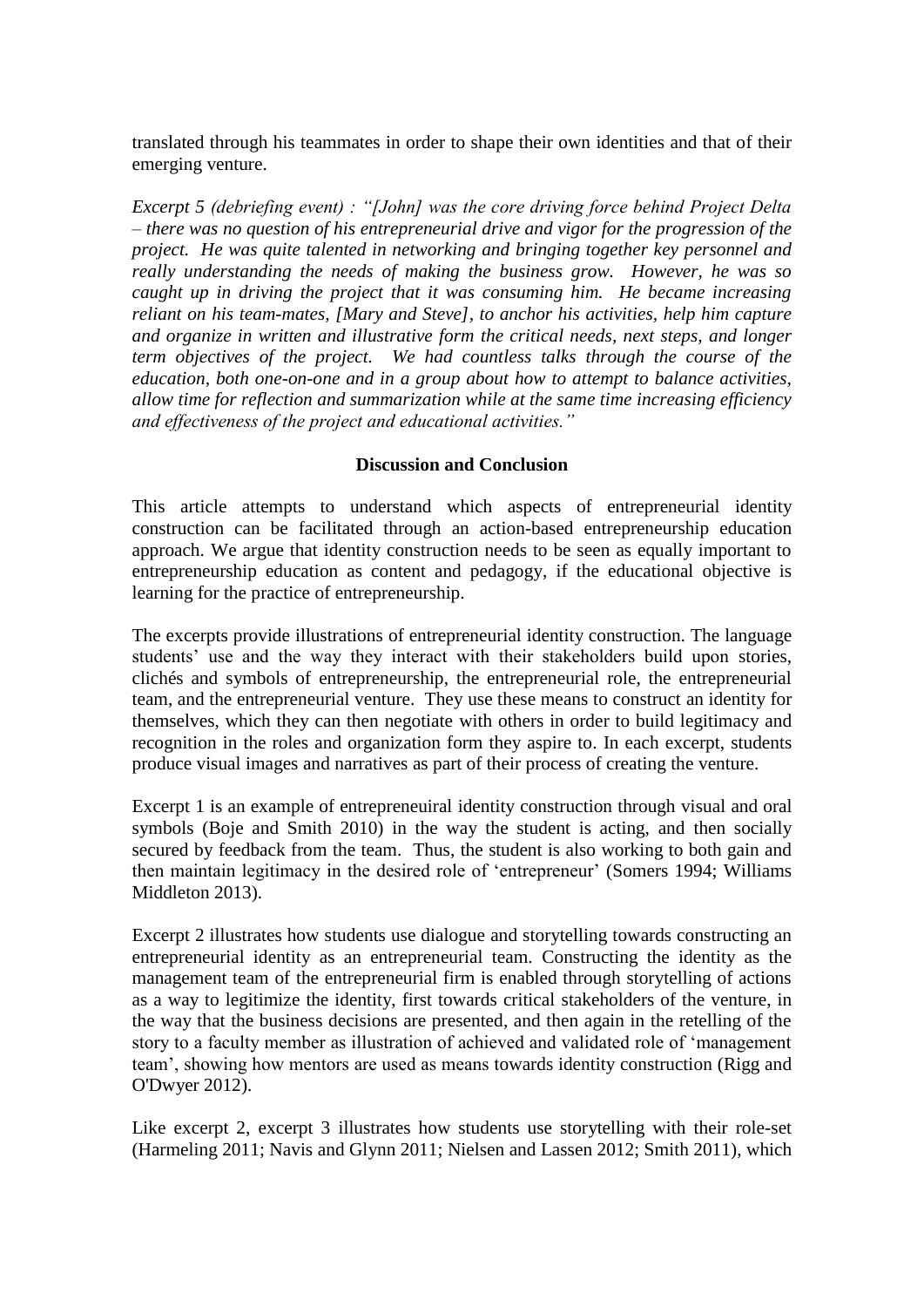translated through his teammates in order to shape their own identities and that of their emerging venture.

*Excerpt 5 (debriefing event) : "[John] was the core driving force behind Project Delta – there was no question of his entrepreneurial drive and vigor for the progression of the project. He was quite talented in networking and bringing together key personnel and really understanding the needs of making the business grow. However, he was so caught up in driving the project that it was consuming him. He became increasing reliant on his team-mates, [Mary and Steve], to anchor his activities, help him capture and organize in written and illustrative form the critical needs, next steps, and longer term objectives of the project. We had countless talks through the course of the education, both one-on-one and in a group about how to attempt to balance activities, allow time for reflection and summarization while at the same time increasing efficiency and effectiveness of the project and educational activities."*

## Discussion and Conclusion

This article attempts to understand which aspects of entrepreneurial identity construction can be facilitated through an action-based entrepreneurship education approach. We argue that identity construction needs to be seen as equally important to entrepreneurship education as content and pedagogy, if the educational objective is learning for the practice of entrepreneurship.

The excerpts provide illustrations of entrepreneurial identity construction. The language students' use and the way they interact with their stakeholders build upon stories, clichés and symbols of entrepreneurship, the entrepreneurial role, the entrepreneurial team, and the entrepreneurial venture. They use these means to construct an identity for themselves, which they can then negotiate with others in order to build legitimacy and recognition in the roles and organization form they aspire to. In each excerpt, students produce visual images and narratives as part of their process of creating the venture.

Excerpt 1 is an example of entrepreneuiral identity construction through visual and oral symbols (Boje and Smith 2010) in the way the student is acting, and then socially secured by feedback from the team. Thus, the student is also working to both gain and then maintain legitimacy in the desired role of 'entrepreneur' (Somers 1994; Williams Middleton 2013).

Excerpt 2 illustrates how students use dialogue and storytelling towards constructing an entrepreneurial identity as an entrepreneurial team. Constructing the identity as the management team of the entrepreneurial firm is enabled through storytelling of actions as a way to legitimize the identity, first towards critical stakeholders of the venture, in the way that the business decisions are presented, and then again in the retelling of the story to a faculty member as illustration of achieved and validated role of 'management team', showing how mentors are used as means towards identity construction (Rigg and O'Dwyer 2012).

Like excerpt 2, excerpt 3 illustrates how students use storytelling with their role-set (Harmeling 2011; Navis and Glynn 2011; Nielsen and Lassen 2012; Smith 2011), which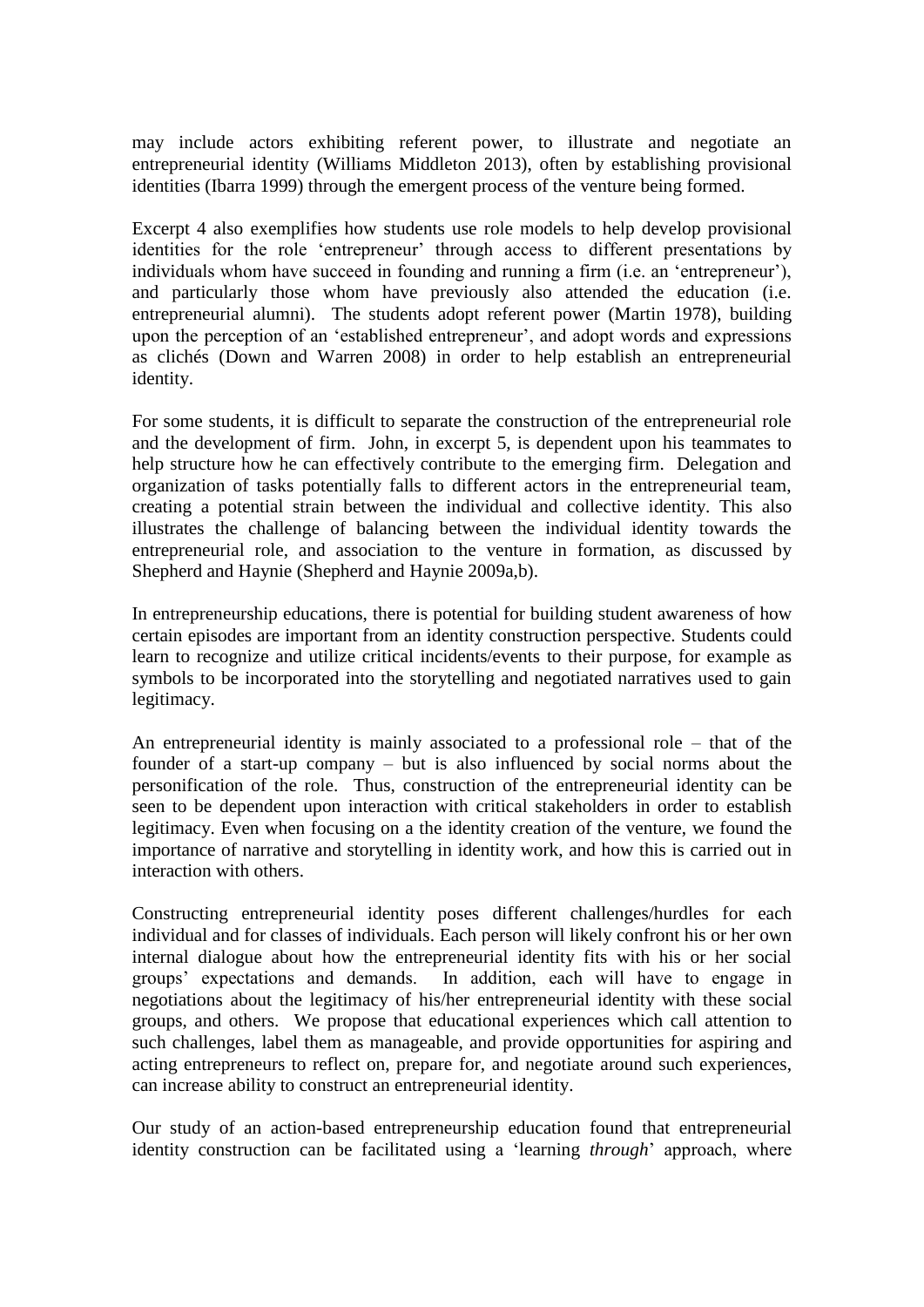may include actors exhibiting referent power, to illustrate and negotiate an entrepreneurial identity (Williams Middleton 2013), often by establishing provisional identities (Ibarra 1999) through the emergent process of the venture being formed.

Excerpt 4 also exemplifies how students use role models to help develop provisional identities for the role 'entrepreneur' through access to different presentations by individuals whom have succeed in founding and running a firm (i.e. an 'entrepreneur'), and particularly those whom have previously also attended the education (i.e. entrepreneurial alumni). The students adopt referent power (Martin 1978), building upon the perception of an 'established entrepreneur', and adopt words and expressions as clichés (Down and Warren 2008) in order to help establish an entrepreneurial identity.

For some students, it is difficult to separate the construction of the entrepreneurial role and the development of firm. John, in excerpt 5, is dependent upon his teammates to help structure how he can effectively contribute to the emerging firm. Delegation and organization of tasks potentially falls to different actors in the entrepreneurial team, creating a potential strain between the individual and collective identity. This also illustrates the challenge of balancing between the individual identity towards the entrepreneurial role, and association to the venture in formation, as discussed by Shepherd and Haynie (Shepherd and Haynie 2009a,b).

In entrepreneurship educations, there is potential for building student awareness of how certain episodes are important from an identity construction perspective. Students could learn to recognize and utilize critical incidents/events to their purpose, for example as symbols to be incorporated into the storytelling and negotiated narratives used to gain legitimacy.

An entrepreneurial identity is mainly associated to a professional role – that of the founder of a start-up company – but is also influenced by social norms about the personification of the role. Thus, construction of the entrepreneurial identity can be seen to be dependent upon interaction with critical stakeholders in order to establish legitimacy. Even when focusing on a the identity creation of the venture, we found the importance of narrative and storytelling in identity work, and how this is carried out in interaction with others.

Constructing entrepreneurial identity poses different challenges/hurdles for each individual and for classes of individuals. Each person will likely confront his or her own internal dialogue about how the entrepreneurial identity fits with his or her social groups' expectations and demands. In addition, each will have to engage in negotiations about the legitimacy of his/her entrepreneurial identity with these social groups, and others. We propose that educational experiences which call attention to such challenges, label them as manageable, and provide opportunities for aspiring and acting entrepreneurs to reflect on, prepare for, and negotiate around such experiences, can increase ability to construct an entrepreneurial identity.

Our study of an action-based entrepreneurship education found that entrepreneurial identity construction can be facilitated using a 'learning *through*' approach, where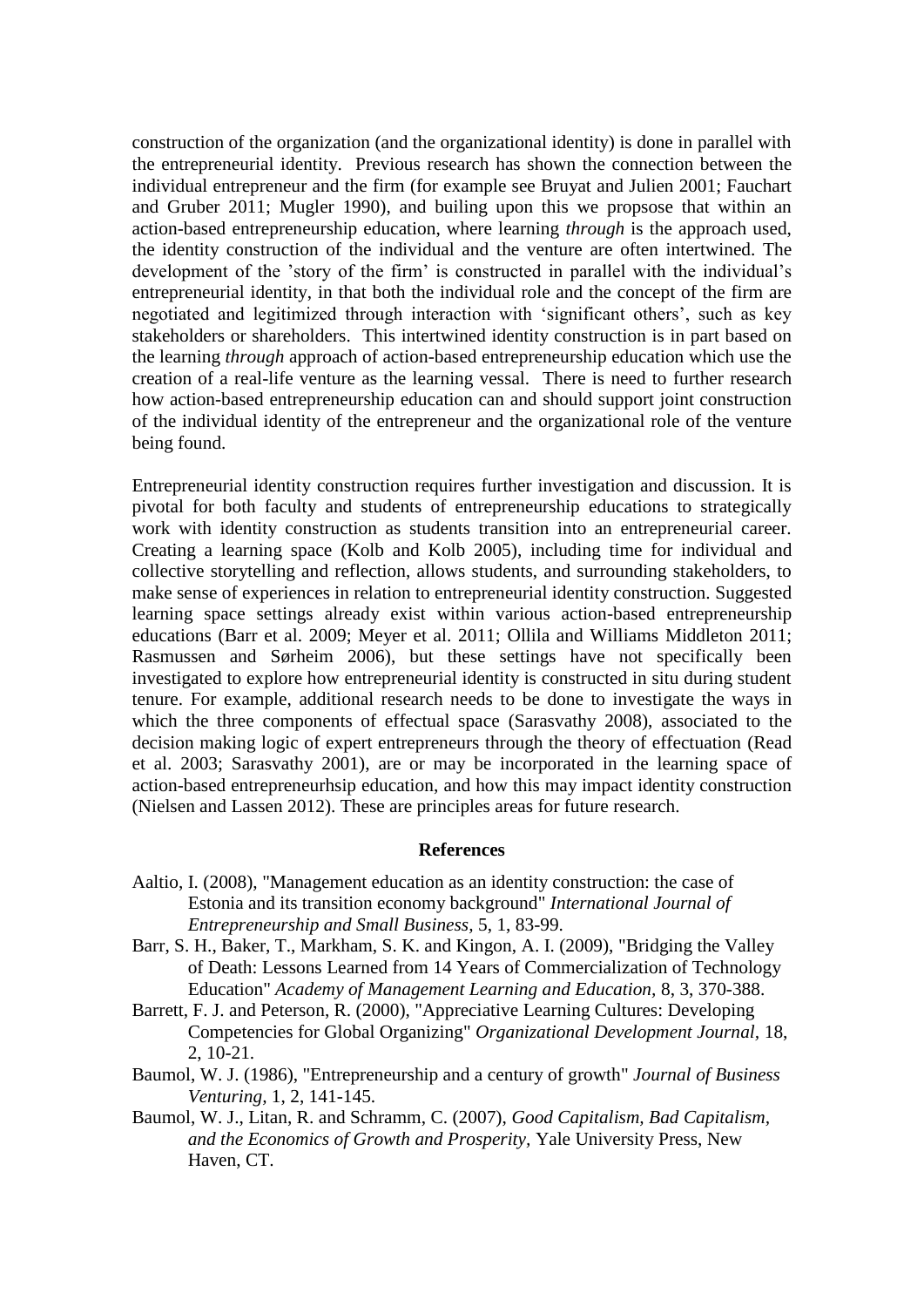construction of the organization (and the organizational identity) is done in parallel with the entrepreneurial identity. Previous research has shown the connection between the individual entrepreneur and the firm (for example see Bruyat and Julien 2001; Fauchart and Gruber 2011; Mugler 1990), and builing upon this we propsose that within an action-based entrepreneurship education, where learning *through* is the approach used, the identity construction of the individual and the venture are often intertwined. The development of the 'story of the firm' is constructed in parallel with the individual's entrepreneurial identity, in that both the individual role and the concept of the firm are negotiated and legitimized through interaction with 'significant others', such as key stakeholders or shareholders. This intertwined identity construction is in part based on the learning *through* approach of action-based entrepreneurship education which use the creation of a real-life venture as the learning vessal. There is need to further research how action-based entrepreneurship education can and should support joint construction of the individual identity of the entrepreneur and the organizational role of the venture being found.

Entrepreneurial identity construction requires further investigation and discussion. It is pivotal for both faculty and students of entrepreneurship educations to strategically work with identity construction as students transition into an entrepreneurial career. Creating a learning space (Kolb and Kolb 2005), including time for individual and collective storytelling and reflection, allows students, and surrounding stakeholders, to make sense of experiences in relation to entrepreneurial identity construction. Suggested learning space settings already exist within various action-based entrepreneurship educations (Barr et al. 2009; Meyer et al. 2011; Ollila and Williams Middleton 2011; Rasmussen and Sørheim 2006), but these settings have not specifically been investigated to explore how entrepreneurial identity is constructed in situ during student tenure. For example, additional research needs to be done to investigate the ways in which the three components of effectual space (Sarasvathy 2008), associated to the decision making logic of expert entrepreneurs through the theory of effectuation (Read et al. 2003; Sarasvathy 2001), are or may be incorporated in the learning space of action-based entrepreneurhsip education, and how this may impact identity construction (Nielsen and Lassen 2012). These are principles areas for future research.

## References

Aaltio, I. (2008), "Management education as an identity construction: the case of Estonia and its transition economy background" *International Journal of Entrepreneurship and Small Business*, 5, 1, 83-99.

Barr, S. H., Baker, T., Markham, S. K. and Kingon, A. I. (2009), "Bridging the Valley of Death: Lessons Learned from 14 Years of Commercialization of Technology Education" *Academy of Management Learning and Education*, 8, 3, 370-388.

Barrett, F. J. and Peterson, R. (2000), "Appreciative Learning Cultures: Developing Competencies for Global Organizing" *Organizational Development Journal*, 18, 2, 10-21.

Baumol, W. J. (1986), "Entrepreneurship and a century of growth" *Journal of Business Venturing*, 1, 2, 141-145.

Baumol, W. J., Litan, R. and Schramm, C. (2007), *Good Capitalism, Bad Capitalism, and the Economics of Growth and Prosperity*, Yale University Press, New Haven, CT.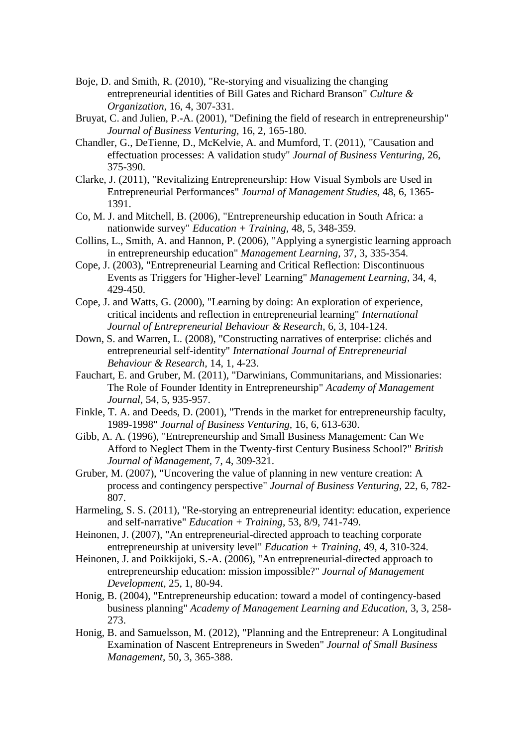Boje, D. and Smith, R. (2010), "Re-storying and visualizing the changing entrepreneurial identities of Bill Gates and Richard Branson" *Culture & Organization,* 16, 4, 307-331.

Bruyat, C. and Julien, P.-A. (2001), "Defining the field of research in entrepreneurship" *Journal of Business Venturing,* 16, 2, 165-180.

Chandler, G., DeTienne, D., McKelvie, A. and Mumford, T. (2011), "Causation and effectuation processes: A validation study" *Journal of Business Venturing,* 26, 375-390.

Clarke, J. (2011), "Revitalizing Entrepreneurship: How Visual Symbols are Used in Entrepreneurial Performances" *Journal of Management Studies,* 48, 6, 1365-1391.

Co, M. J. and Mitchell, B. (2006), "Entrepreneurship education in South Africa: a nationwide survey" *Education + Training,* 48, 5, 348-359.

Collins, L., Smith, A. and Hannon, P. (2006), "Applying a synergistic learning approach in entrepreneurship education" *Management Learning,* 37, 3, 335-354.

Cope, J. (2003), "Entrepreneurial Learning and Critical Reflection: Discontinuous Events as Triggers for 'Higher-level' Learning" *Management Learning,* 34, 4, 429-450.

Cope, J. and Watts, G. (2000), "Learning by doing: An exploration of experience, critical incidents and reflection in entrepreneurial learning" *International Journal of Entrepreneurial Behaviour & Research,* 6, 3, 104-124.

Down, S. and Warren, L. (2008), "Constructing narratives of enterprise: clichés and entrepreneurial self-identity" *International Journal of Entrepreneurial Behaviour & Research,* 14, 1, 4-23.

Fauchart, E. and Gruber, M. (2011), "Darwinians, Communitarians, and Missionaries: The Role of Founder Identity in Entrepreneurship" *Academy of Management Journal*, 54, 5, 935-957.

Finkle, T. A. and Deeds, D. (2001), "Trends in the market for entrepreneurship faculty, 1989-1998" *Journal of Business Venturing,* 16, 6, 613-630.

Gibb, A. A. (1996), "Entrepreneurship and Small Business Management: Can We Afford to Neglect Them in the Twenty-first Century Business School?" *British Journal of Management*, 7, 4, 309-321.

Gruber, M. (2007), "Uncovering the value of planning in new venture creation: A process and contingency perspective" *Journal of Business Venturing,* 22, 6, 782-807.

Harmeling, S. S. (2011), "Re-storying an entrepreneurial identity: education, experience and self-narrative" *Education + Training,* 53, 8/9, 741-749.

Heinonen, J. (2007), "An entrepreneurial-directed approach to teaching corporate entrepreneurship at university level" *Education + Training,* 49, 4, 310-324.

Heinonen, J. and Poikkijoki, S.-A. (2006), "An entrepreneurial-directed approach to entrepreneurship education: mission impossible?" *Journal of Management Development,* 25, 1, 80-94.

Honig, B. (2004), "Entrepreneurship education: toward a model of contingency-based business planning" *Academy of Management Learning and Education,* 3, 3, 258-273.

Honig, B. and Samuelsson, M. (2012), "Planning and the Entrepreneur: A Longitudinal Examination of Nascent Entrepreneurs in Sweden" *Journal of Small Business Management,* 50, 3, 365-388.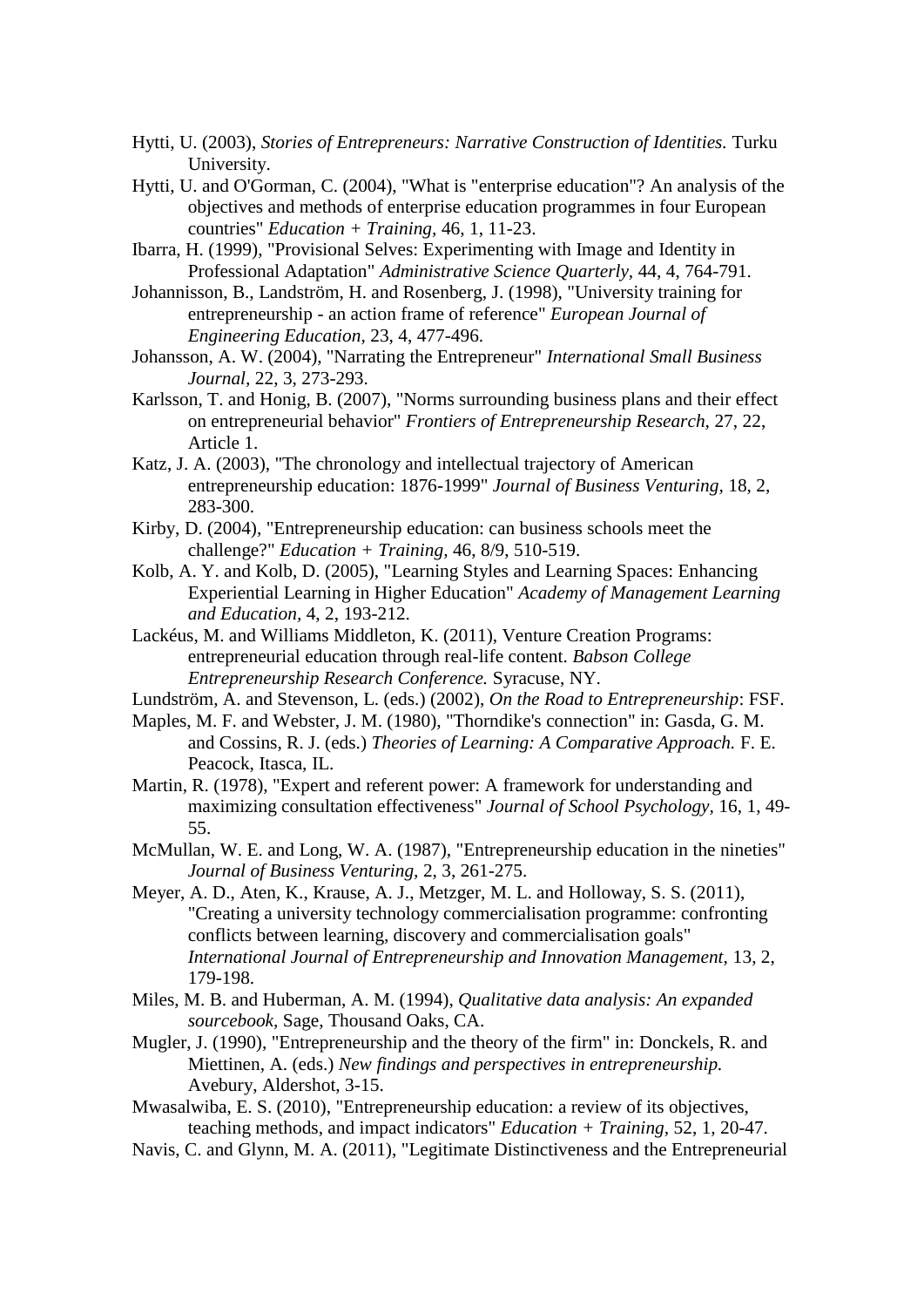Hytti, U. (2003), *Stories of Entrepreneurs: Narrative Construction of Identities.* Turku University.

Hytti, U. and O'Gorman, C. (2004), "What is "enterprise education"? An analysis of the objectives and methods of enterprise education programmes in four European countries" *Education + Training,* 46, 1, 11-23.

Ibarra, H. (1999), "Provisional Selves: Experimenting with Image and Identity in Professional Adaptation" *Administrative Science Quarterly,* 44, 4, 764-791.

Johannisson, B., Landström, H. and Rosenberg, J. (1998), "University training for entrepreneurship - an action frame of reference" *European Journal of Engineering Education,* 23, 4, 477-496.

Johansson, A. W. (2004), "Narrating the Entrepreneur" *International Small Business Journal,* 22, 3, 273-293.

Karlsson, T. and Honig, B. (2007), "Norms surrounding business plans and their effect on entrepreneurial behavior" *Frontiers of Entrepreneurship Research,* 27, 22, Article 1.

Katz, J. A. (2003), "The chronology and intellectual trajectory of American entrepreneurship education: 1876-1999" *Journal of Business Venturing,* 18, 2, 283-300.

Kirby, D. (2004), "Entrepreneurship education: can business schools meet the challenge?" *Education + Training,* 46, 8/9, 510-519.

Kolb, A. Y. and Kolb, D. (2005), "Learning Styles and Learning Spaces: Enhancing Experiential Learning in Higher Education" *Academy of Management Learning and Education,* 4, 2, 193-212.

Lackéus, M. and Williams Middleton, K. (2011), Venture Creation Programs: entrepreneurial education through real-life content. *Babson College Entrepreneurship Research Conference.* Syracuse, NY.

Lundström, A. and Stevenson, L. (eds.) (2002), *On the Road to Entrepreneurship*: FSF.

Maples, M. F. and Webster, J. M. (1980), "Thorndike's connection" in: Gasda, G. M. and Cossins, R. J. (eds.) *Theories of Learning: A Comparative Approach.* F. E. Peacock, Itasca, IL.

Martin, R. (1978), "Expert and referent power: A framework for understanding and maximizing consultation effectiveness" *Journal of School Psychology,* 16, 1, 49-55.

McMullan, W. E. and Long, W. A. (1987), "Entrepreneurship education in the nineties" *Journal of Business Venturing,* 2, 3, 261-275.

Meyer, A. D., Aten, K., Krause, A. J., Metzger, M. L. and Holloway, S. S. (2011), "Creating a university technology commercialisation programme: confronting conflicts between learning, discovery and commercialisation goals" *International Journal of Entrepreneurship and Innovation Management,* 13, 2, 179-198.

Miles, M. B. and Huberman, A. M. (1994), *Qualitative data analysis: An expanded sourcebook,* Sage, Thousand Oaks, CA.

Mugler, J. (1990), "Entrepreneurship and the theory of the firm" in: Donckels, R. and Miettinen, A. (eds.) *New findings and perspectives in entrepreneurship.* Avebury, Aldershot, 3-15.

Mwasalwiba, E. S. (2010), "Entrepreneurship education: a review of its objectives, teaching methods, and impact indicators" *Education + Training,* 52, 1, 20-47.

Navis, C. and Glynn, M. A. (2011), "Legitimate Distinctiveness and the Entrepreneurial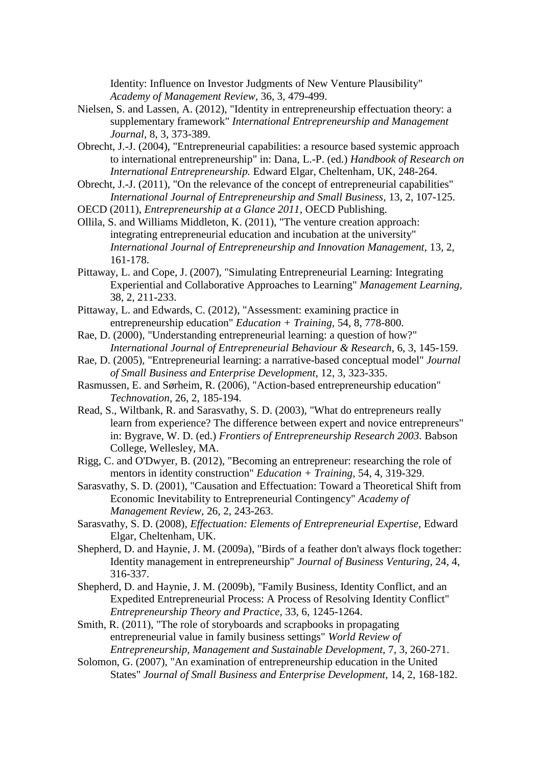Identity: Influence on Investor Judgments of New Venture Plausibility" *Academy of Management Review*, 36, 3, 479-499.

Nielsen, S. and Lassen, A. (2012), "Identity in entrepreneurship effectuation theory: a supplementary framework" *International Entrepreneurship and Management Journal*, 8, 3, 373-389.

Obrecht, J.-J. (2004), "Entrepreneurial capabilities: a resource based systemic approach to international entrepreneurship" in: Dana, L.-P. (ed.) *Handbook of Research on International Entrepreneurship.* Edward Elgar, Cheltenham, UK, 248-264.

Obrecht, J.-J. (2011), "On the relevance of the concept of entrepreneurial capabilities" *International Journal of Entrepreneurship and Small Business,* 13, 2, 107-125.

OECD (2011), *Entrepreneurship at a Glance 2011,* OECD Publishing.

Ollila, S. and Williams Middleton, K. (2011), "The venture creation approach: integrating entrepreneurial education and incubation at the university" *International Journal of Entrepreneurship and Innovation Management,* 13, 2, 161-178.

Pittaway, L. and Cope, J. (2007), "Simulating Entrepreneurial Learning: Integrating Experiential and Collaborative Approaches to Learning" *Management Learning*, 38, 2, 211-233.

Pittaway, L. and Edwards, C. (2012), "Assessment: examining practice in entrepreneurship education" *Education + Training,* 54, 8, 778-800.

Rae, D. (2000), "Understanding entrepreneurial learning: a question of how?" *International Journal of Entrepreneurial Behaviour & Research*, 6, 3, 145-159.

Rae, D. (2005), "Entrepreneurial learning: a narrative-based conceptual model" *Journal of Small Business and Enterprise Development,* 12, 3, 323-335.

Rasmussen, E. and Sørheim, R. (2006), "Action-based entrepreneurship education" *Technovation*, 26, 2, 185-194.

Read, S., Wiltbank, R. and Sarasvathy, S. D. (2003), "What do entrepreneurs really learn from experience? The difference between expert and novice entrepreneurs" in: Bygrave, W. D. (ed.) *Frontiers of Entrepreneurship Research 2003.* Babson College, Wellesley, MA.

Rigg, C. and O'Dwyer, B. (2012), "Becoming an entrepreneur: researching the role of mentors in identity construction" *Education + Training,* 54, 4, 319-329.

Sarasvathy, S. D. (2001), "Causation and Effectuation: Toward a Theoretical Shift from Economic Inevitability to Entrepreneurial Contingency" *Academy of Management Review*, 26, 2, 243-263.

Sarasvathy, S. D. (2008), *Effectuation: Elements of Entrepreneurial Expertise,* Edward Elgar, Cheltenham, UK.

Shepherd, D. and Haynie, J. M. (2009a), "Birds of a feather don't always flock together: Identity management in entrepreneurship" *Journal of Business Venturing,* 24, 4, 316-337.

Shepherd, D. and Haynie, J. M. (2009b), "Family Business, Identity Conflict, and an Expedited Entrepreneurial Process: A Process of Resolving Identity Conflict" *Entrepreneurship Theory and Practice*, 33, 6, 1245-1264.

Smith, R. (2011), "The role of storyboards and scrapbooks in propagating entrepreneurial value in family business settings" *World Review of Entrepreneurship, Management and Sustainable Development,* 7, 3, 260-271.

Solomon, G. (2007), "An examination of entrepreneurship education in the United States" *Journal of Small Business and Enterprise Development,* 14, 2, 168-182.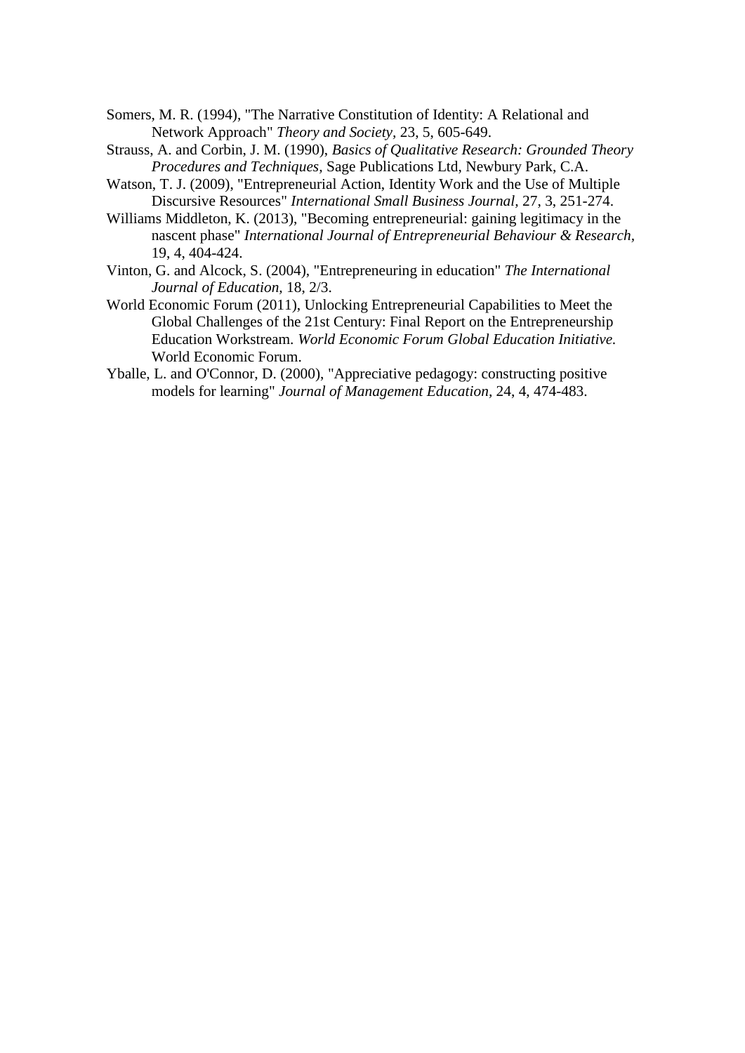Somers, M. R. (1994), "The Narrative Constitution of Identity: A Relational and Network Approach" *Theory and Society*, 23, 5, 605-649.

Strauss, A. and Corbin, J. M. (1990), *Basics of Qualitative Research: Grounded Theory Procedures and Techniques,* Sage Publications Ltd, Newbury Park, C.A.

Watson, T. J. (2009), "Entrepreneurial Action, Identity Work and the Use of Multiple Discursive Resources" *International Small Business Journal,* 27, 3, 251-274.

Williams Middleton, K. (2013), "Becoming entrepreneurial: gaining legitimacy in the nascent phase" *International Journal of Entrepreneurial Behaviour & Research*, 19, 4, 404-424.

Vinton, G. and Alcock, S. (2004), "Entrepreneuring in education" *The International Journal of Education,* 18, 2/3.

World Economic Forum (2011), Unlocking Entrepreneurial Capabilities to Meet the Global Challenges of the 21st Century: Final Report on the Entrepreneurship Education Workstream. *World Economic Forum Global Education Initiative.* World Economic Forum.

Yballe, L. and O'Connor, D. (2000), "Appreciative pedagogy: constructing positive models for learning" *Journal of Management Education*, 24, 4, 474-483.